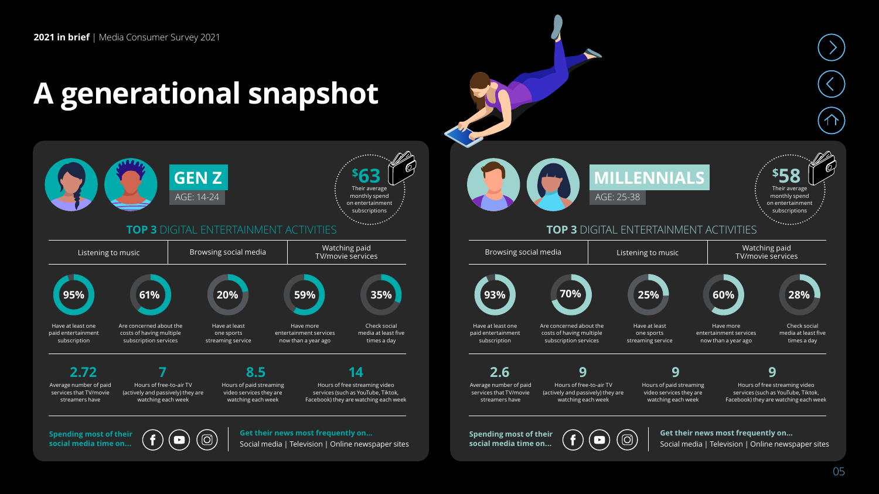**2021 in brief** | Media Consumer Survey 2021

# A generational snapshot

## GEN Z

AGE: 14-24

**$63** Their average monthly spend on entertainment subscriptions

### TOP 3 DIGITAL ENTERTAINMENT ACTIVITIES

| Listening to music | Browsing social media | Watching paid TV/movie services |
| --- | --- | --- |

- **95%** Have at least one paid entertainment subscription
- **61%** Are concerned about the costs of having multiple subscription services
- **20%** Have at least one sports streaming service
- **59%** Have more entertainment services now than a year ago
- **35%** Check social media at least five times a day

- **2.72** Average number of paid services that TV/movie streamers have
- **7** Hours of free-to-air TV (actively and passively) they are watching each week
- **8.5** Hours of paid streaming video services they are watching each week
- **14** Hours of free streaming video services (such as YouTube, Tiktok, Facebook) they are watching each week

**Spending most of their social media time on...** Facebook, YouTube, Instagram

**Get their news most frequently on...** Social media | Television | Online newspaper sites

## MILLENNIALS

AGE: 25-38

**$58** Their average monthly spend on entertainment subscriptions

### TOP 3 DIGITAL ENTERTAINMENT ACTIVITIES

| Browsing social media | Listening to music | Watching paid TV/movie services |
| --- | --- | --- |

- **93%** Have at least one paid entertainment subscription
- **70%** Are concerned about the costs of having multiple subscription services
- **25%** Have at least one sports streaming service
- **60%** Have more entertainment services now than a year ago
- **28%** Check social media at least five times a day

- **2.6** Average number of paid services that TV/movie streamers have
- **9** Hours of free-to-air TV (actively and passively) they are watching each week
- **9** Hours of paid streaming video services they are watching each week
- **9** Hours of free streaming video services (such as YouTube, Tiktok, Facebook) they are watching each week

**Spending most of their social media time on...** Facebook, YouTube, Instagram

**Get their news most frequently on...** Social media | Television | Online newspaper sites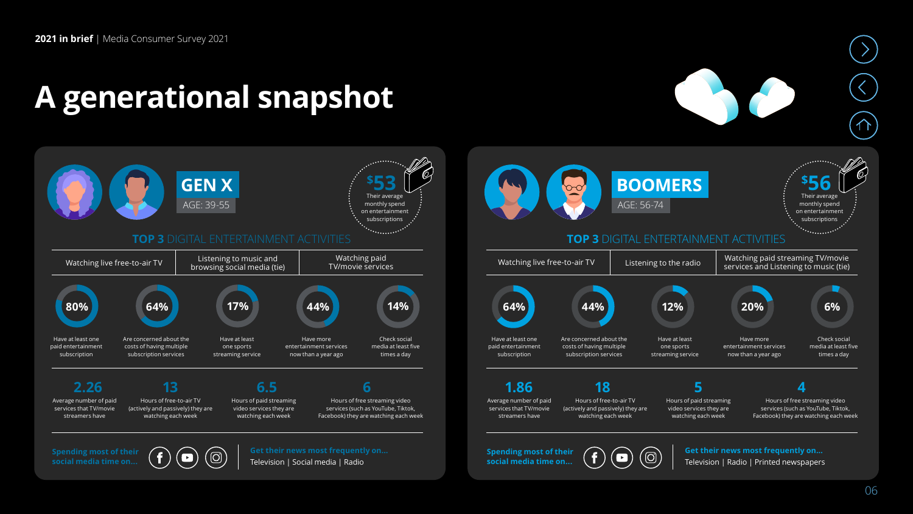**2021 in brief** | Media Consumer Survey 2021

# A generational snapshot

## GEN X

AGE: 39-55

**$53** Their average monthly spend on entertainment subscriptions

### TOP 3 DIGITAL ENTERTAINMENT ACTIVITIES

| Watching live free-to-air TV | Listening to music and browsing social media (tie) | Watching paid TV/movie services |
|---|---|---|

- **80%** Have at least one paid entertainment subscription
- **64%** Are concerned about the costs of having multiple subscription services
- **17%** Have at least one sports streaming service
- **44%** Have more entertainment services now than a year ago
- **14%** Check social media at least five times a day

- **2.26** Average number of paid services that TV/movie streamers have
- **13** Hours of free-to-air TV (actively and passively) they are watching each week
- **6.5** Hours of paid streaming video services they are watching each week
- **6** Hours of free streaming video services (such as YouTube, Tiktok, Facebook) they are watching each week

**Spending most of their social media time on...**

**Get their news most frequently on...** Television | Social media | Radio

## BOOMERS

AGE: 56-74

**$56** Their average monthly spend on entertainment subscriptions

### TOP 3 DIGITAL ENTERTAINMENT ACTIVITIES

| Watching live free-to-air TV | Listening to the radio | Watching paid streaming TV/movie services and Listening to music (tie) |
|---|---|---|

- **64%** Have at least one paid entertainment subscription
- **44%** Are concerned about the costs of having multiple subscription services
- **12%** Have at least one sports streaming service
- **20%** Have more entertainment services now than a year ago
- **6%** Check social media at least five times a day

- **1.86** Average number of paid services that TV/movie streamers have
- **18** Hours of free-to-air TV (actively and passively) they are watching each week
- **5** Hours of paid streaming video services they are watching each week
- **4** Hours of free streaming video services (such as YouTube, Tiktok, Facebook) they are watching each week

**Spending most of their social media time on...**

**Get their news most frequently on...** Television | Radio | Printed newspapers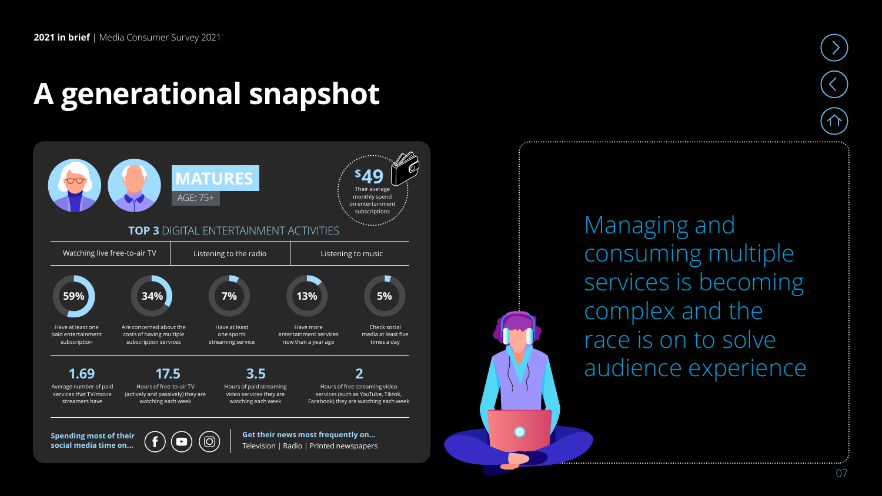# A generational snapshot

## MATURES

AGE: 75+

**$49** Their average monthly spend on entertainment subscriptions

### TOP 3 DIGITAL ENTERTAINMENT ACTIVITIES

| Watching live free-to-air TV | Listening to the radio | Listening to music |
| --- | --- | --- |

- **59%** Have at least one paid entertainment subscription
- **34%** Are concerned about the costs of having multiple subscription services
- **7%** Have at least one sports streaming service
- **13%** Have more entertainment services now than a year ago
- **5%** Check social media at least five times a day

- **1.69** Average number of paid services that TV/movie streamers have
- **17.5** Hours of free-to-air TV (actively and passively) they are watching each week
- **3.5** Hours of paid streaming video services they are watching each week
- **2** Hours of free streaming video services (such as YouTube, Tiktok, Facebook) they are watching each week

**Spending most of their social media time on...** Facebook, YouTube, Instagram

**Get their news most frequently on...** Television | Radio | Printed newspapers

Managing and consuming multiple services is becoming complex and the race is on to solve audience experience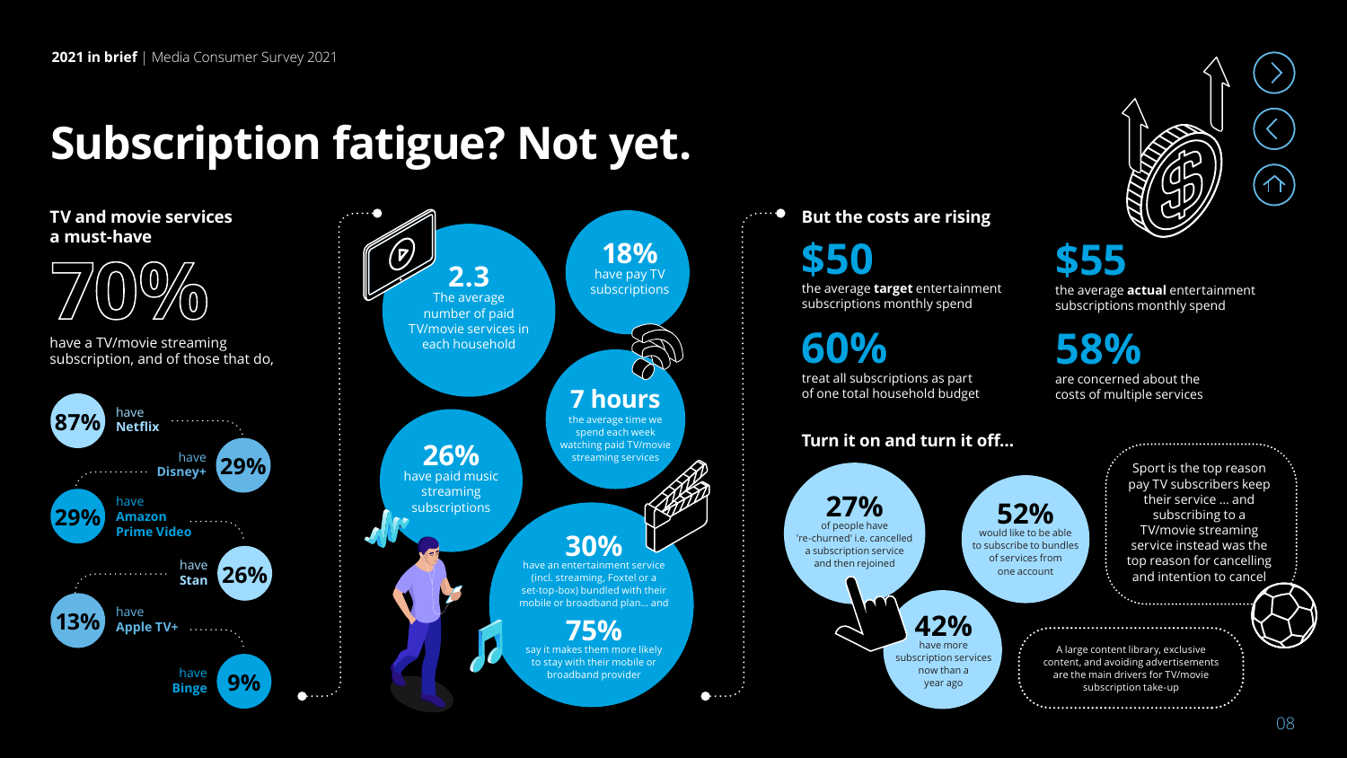**2021 in brief** | Media Consumer Survey 2021

# Subscription fatigue? Not yet.

## TV and movie services a must-have

**70%**

have a TV/movie streaming subscription, and of those that do,

- **87%** have **Netflix**
- **29%** have **Disney+**
- **29%** have **Amazon Prime Video**
- **26%** have **Stan**
- **13%** have **Apple TV+**
- **9%** have **Binge**

**2.3** The average number of paid TV/movie services in each household

**18%** have pay TV subscriptions

**7 hours** the average time we spend each week watching paid TV/movie streaming services

**26%** have paid music streaming subscriptions

**30%** have an entertainment service (incl. streaming, Foxtel or a set-top-box) bundled with their mobile or broadband plan... and

**75%** say it makes them more likely to stay with their mobile or broadband provider

## But the costs are rising

**$50** the average **target** entertainment subscriptions monthly spend

**$55** the average **actual** entertainment subscriptions monthly spend

**60%** treat all subscriptions as part of one total household budget

**58%** are concerned about the costs of multiple services

## Turn it on and turn it off...

**27%** of people have 're-churned' i.e. cancelled a subscription service and then rejoined

**52%** would like to be able to subscribe to bundles of services from one account

**42%** have more subscription services now than a year ago

Sport is the top reason pay TV subscribers keep their service ... and subscribing to a TV/movie streaming service instead was the top reason for cancelling and intention to cancel

A large content library, exclusive content, and avoiding advertisements are the main drivers for TV/movie subscription take-up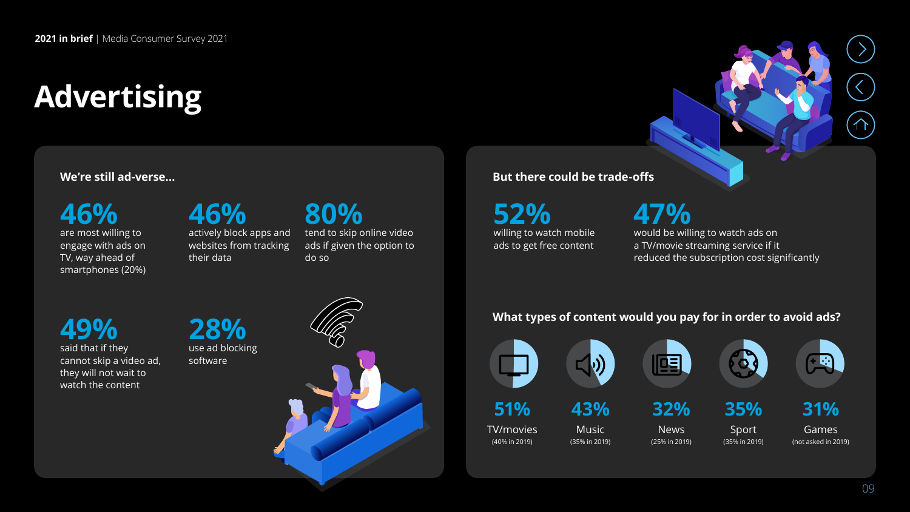# Advertising

## We're still ad-verse...

**46%**
are most willing to engage with ads on TV, way ahead of smartphones (20%)

**46%**
actively block apps and websites from tracking their data

**80%**
tend to skip online video ads if given the option to do so

**49%**
said that if they cannot skip a video ad, they will not wait to watch the content

**28%**
use ad blocking software

## But there could be trade-offs

**52%**
willing to watch mobile ads to get free content

**47%**
would be willing to watch ads on a TV/movie streaming service if it reduced the subscription cost significantly

### What types of content would you pay for in order to avoid ads?

| Content | 2021 | 2019 |
|---|---|---|
| TV/movies | 51% | 40% in 2019 |
| Music | 43% | 35% in 2019 |
| News | 32% | 25% in 2019 |
| Sport | 35% | 35% in 2019 |
| Games | 31% | not asked in 2019 |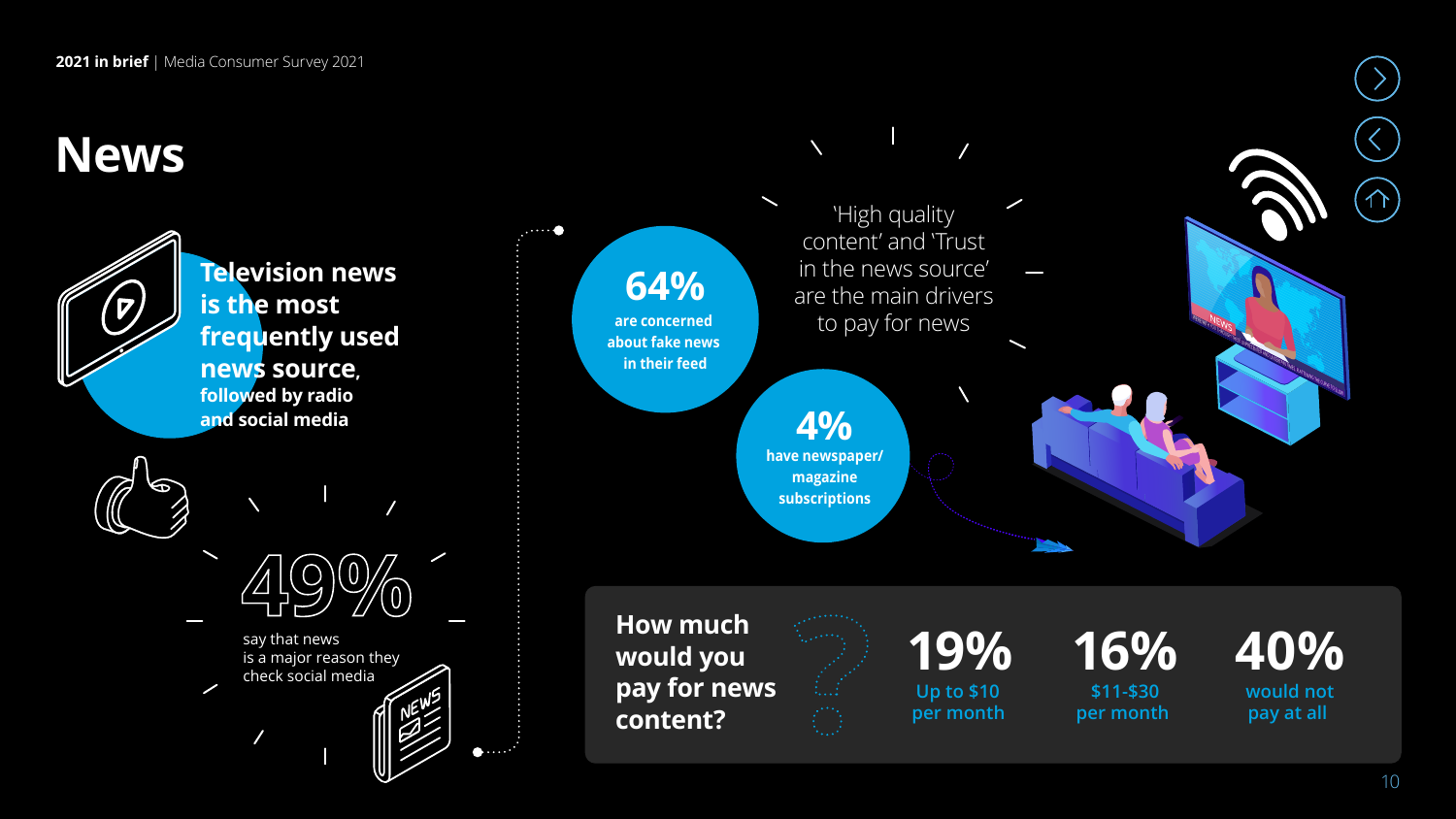# News

**Television news is the most frequently used news source, followed by radio and social media**

**49%**

say that news is a major reason they check social media

**64%** are concerned about fake news in their feed

'High quality content' and 'Trust in the news source' are the main drivers to pay for news

**4%** have newspaper/ magazine subscriptions

**How much would you pay for news content?**

| 19% | 16% | 40% |
|---|---|---|
| Up to $10 per month | $11-$30 per month | would not pay at all |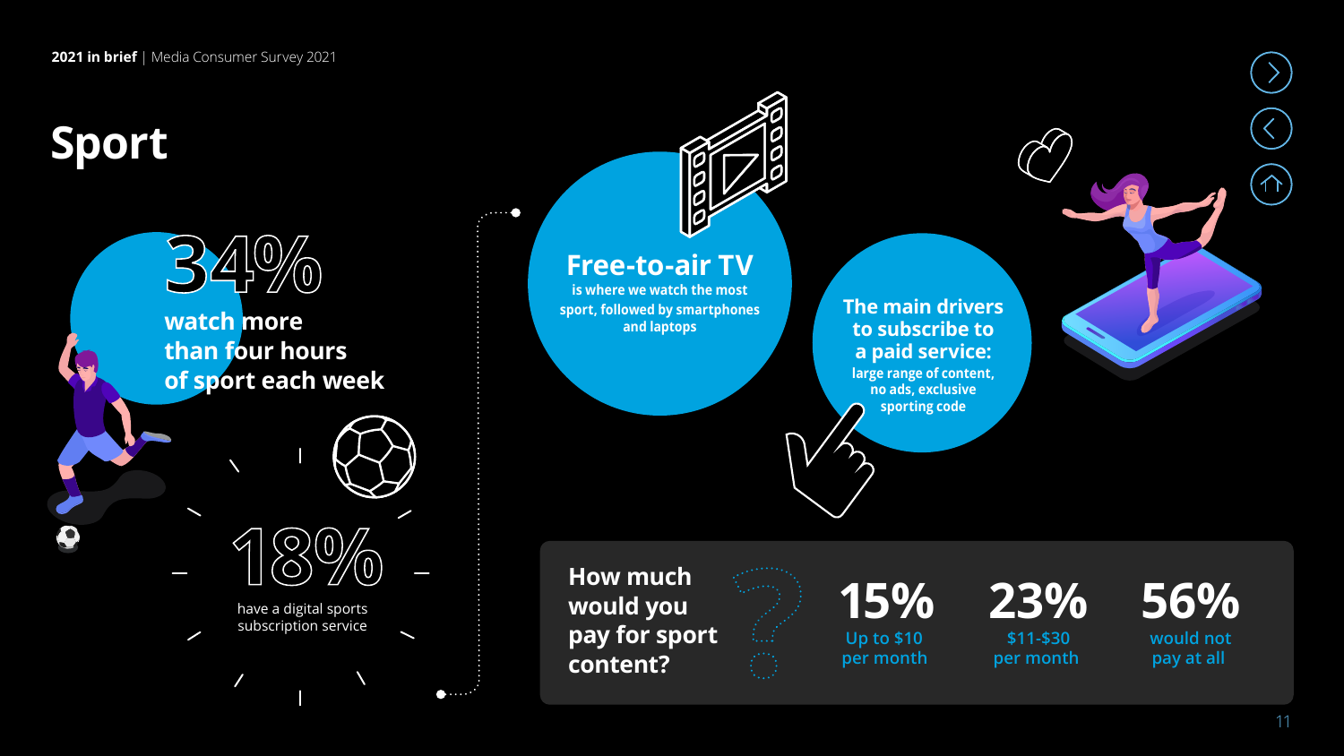# Sport

**34%** watch more than four hours of sport each week

**18%** have a digital sports subscription service

## Free-to-air TV

is where we watch the most sport, followed by smartphones and laptops

**The main drivers to subscribe to a paid service:** large range of content, no ads, exclusive sporting code

**How much would you pay for sport content?**

| 15% | 23% | 56% |
| --- | --- | --- |
| Up to $10 per month | $11-$30 per month | would not pay at all |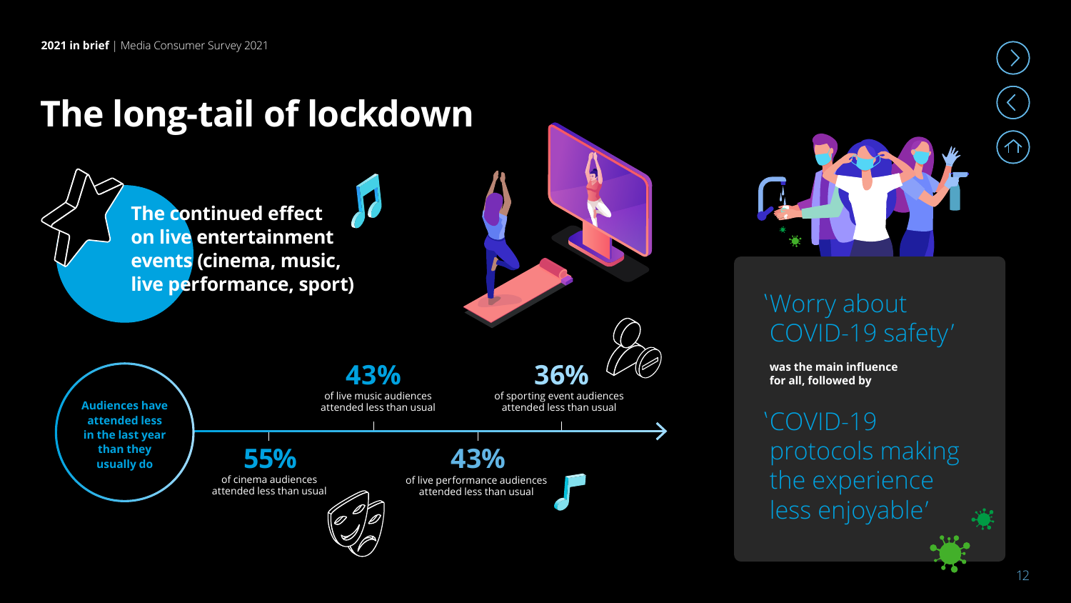# The long-tail of lockdown

## The continued effect on live entertainment events (cinema, music, live performance, sport)

**Audiences have attended less in the last year than they usually do**

**55%**
of cinema audiences attended less than usual

**43%**
of live music audiences attended less than usual

**43%**
of live performance audiences attended less than usual

**36%**
of sporting event audiences attended less than usual

'Worry about COVID-19 safety'

**was the main influence for all, followed by**

'COVID-19 protocols making the experience less enjoyable'